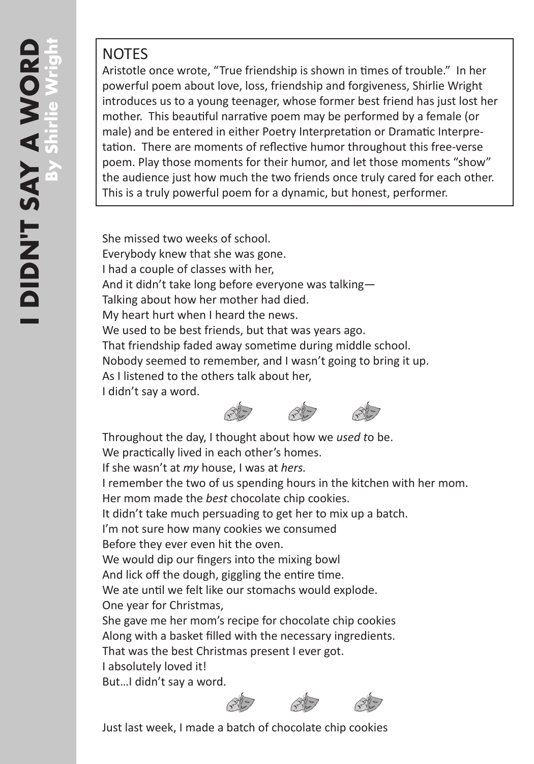# I DIDN'T SAY A WORD
**By Shirlie Wright**

## NOTES

Aristotle once wrote, "True friendship is shown in times of trouble." In her powerful poem about love, loss, friendship and forgiveness, Shirlie Wright introduces us to a young teenager, whose former best friend has just lost her mother. This beautiful narrative poem may be performed by a female (or male) and be entered in either Poetry Interpretation or Dramatic Interpretation. There are moments of reflective humor throughout this free-verse poem. Play those moments for their humor, and let those moments "show" the audience just how much the two friends once truly cared for each other. This is a truly powerful poem for a dynamic, but honest, performer.

She missed two weeks of school.
Everybody knew that she was gone.
I had a couple of classes with her,
And it didn't take long before everyone was talking—
Talking about how her mother had died.
My heart hurt when I heard the news.
We used to be best friends, but that was years ago.
That friendship faded away sometime during middle school.
Nobody seemed to remember, and I wasn't going to bring it up.
As I listened to the others talk about her,
I didn't say a word.

Throughout the day, I thought about how we *used to* be.
We practically lived in each other's homes.
If she wasn't at *my* house, I was at *hers.*
I remember the two of us spending hours in the kitchen with her mom.
Her mom made the *best* chocolate chip cookies.
It didn't take much persuading to get her to mix up a batch.
I'm not sure how many cookies we consumed
Before they ever even hit the oven.
We would dip our fingers into the mixing bowl
And lick off the dough, giggling the entire time.
We ate until we felt like our stomachs would explode.
One year for Christmas,
She gave me her mom's recipe for chocolate chip cookies
Along with a basket filled with the necessary ingredients.
That was the best Christmas present I ever got.
I absolutely loved it!
But…I didn't say a word.

Just last week, I made a batch of chocolate chip cookies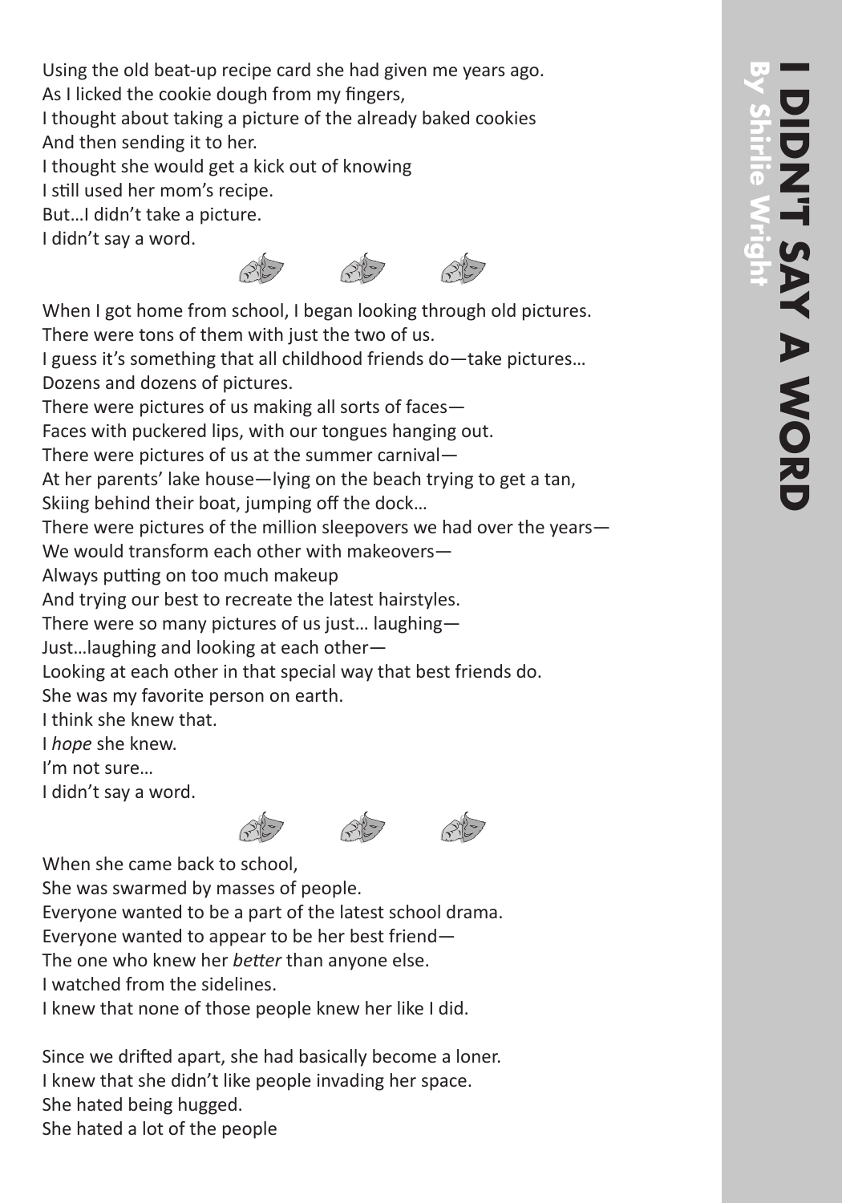Using the old beat-up recipe card she had given me years ago.
As I licked the cookie dough from my fingers,
I thought about taking a picture of the already baked cookies
And then sending it to her.
I thought she would get a kick out of knowing
I still used her mom's recipe.
But…I didn't take a picture.
I didn't say a word.

When I got home from school, I began looking through old pictures.
There were tons of them with just the two of us.
I guess it's something that all childhood friends do—take pictures…
Dozens and dozens of pictures.
There were pictures of us making all sorts of faces—
Faces with puckered lips, with our tongues hanging out.
There were pictures of us at the summer carnival—
At her parents' lake house—lying on the beach trying to get a tan,
Skiing behind their boat, jumping off the dock…
There were pictures of the million sleepovers we had over the years—
We would transform each other with makeovers—
Always putting on too much makeup
And trying our best to recreate the latest hairstyles.
There were so many pictures of us just… laughing—
Just…laughing and looking at each other—
Looking at each other in that special way that best friends do.
She was my favorite person on earth.
I think she knew that.
I *hope* she knew.
I'm not sure…
I didn't say a word.

When she came back to school,
She was swarmed by masses of people.
Everyone wanted to be a part of the latest school drama.
Everyone wanted to appear to be her best friend—
The one who knew her *better* than anyone else.
I watched from the sidelines.
I knew that none of those people knew her like I did.

Since we drifted apart, she had basically become a loner.
I knew that she didn't like people invading her space.
She hated being hugged.
She hated a lot of the people